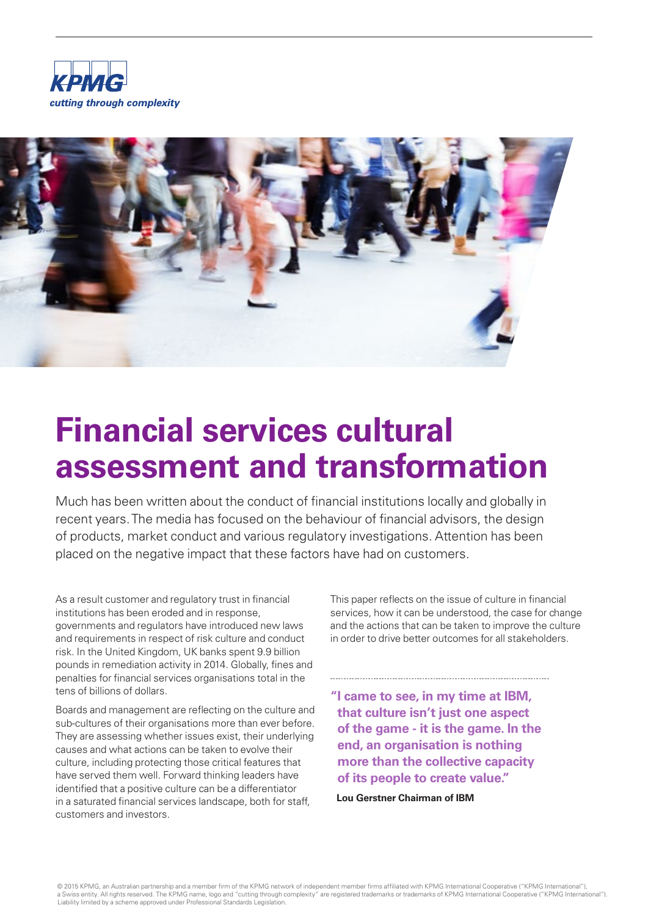KPMG

*cutting through complexity*

# Financial services cultural assessment and transformation

Much has been written about the conduct of financial institutions locally and globally in recent years. The media has focused on the behaviour of financial advisors, the design of products, market conduct and various regulatory investigations. Attention has been placed on the negative impact that these factors have had on customers.

As a result customer and regulatory trust in financial institutions has been eroded and in response, governments and regulators have introduced new laws and requirements in respect of risk culture and conduct risk. In the United Kingdom, UK banks spent 9.9 billion pounds in remediation activity in 2014. Globally, fines and penalties for financial services organisations total in the tens of billions of dollars.

Boards and management are reflecting on the culture and sub-cultures of their organisations more than ever before. They are assessing whether issues exist, their underlying causes and what actions can be taken to evolve their culture, including protecting those critical features that have served them well. Forward thinking leaders have identified that a positive culture can be a differentiator in a saturated financial services landscape, both for staff, customers and investors.

This paper reflects on the issue of culture in financial services, how it can be understood, the case for change and the actions that can be taken to improve the culture in order to drive better outcomes for all stakeholders.

> **"I came to see, in my time at IBM, that culture isn't just one aspect of the game - it is the game. In the end, an organisation is nothing more than the collective capacity of its people to create value."**
>
> **Lou Gerstner Chairman of IBM**

© 2015 KPMG, an Australian partnership and a member firm of the KPMG network of independent member firms affiliated with KPMG International Cooperative ("KPMG International"), a Swiss entity. All rights reserved. The KPMG name, logo and "cutting through complexity" are registered trademarks or trademarks of KPMG International Cooperative ("KPMG International"). Liability limited by a scheme approved under Professional Standards Legislation.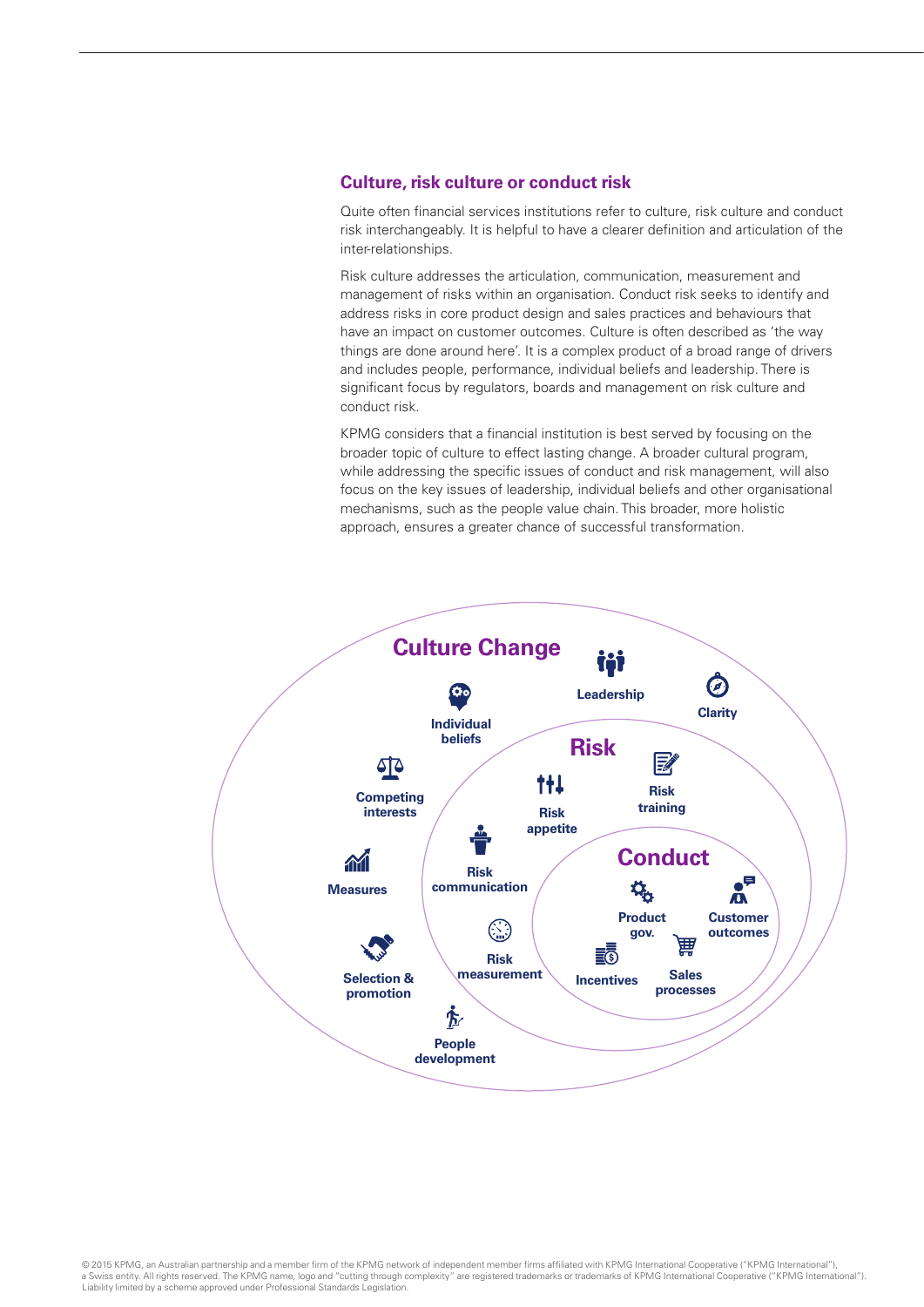## Culture, risk culture or conduct risk

Quite often financial services institutions refer to culture, risk culture and conduct risk interchangeably. It is helpful to have a clearer definition and articulation of the inter-relationships.

Risk culture addresses the articulation, communication, measurement and management of risks within an organisation. Conduct risk seeks to identify and address risks in core product design and sales practices and behaviours that have an impact on customer outcomes. Culture is often described as 'the way things are done around here'. It is a complex product of a broad range of drivers and includes people, performance, individual beliefs and leadership. There is significant focus by regulators, boards and management on risk culture and conduct risk.

KPMG considers that a financial institution is best served by focusing on the broader topic of culture to effect lasting change. A broader cultural program, while addressing the specific issues of conduct and risk management, will also focus on the key issues of leadership, individual beliefs and other organisational mechanisms, such as the people value chain. This broader, more holistic approach, ensures a greater chance of successful transformation.

**Culture Change**

Leadership

Clarity

Individual beliefs

Competing interests

Measures

Selection & promotion

People development

**Risk**

Risk training

Risk appetite

Risk communication

Risk measurement

**Conduct**

Product gov.

Customer outcomes

Incentives

Sales processes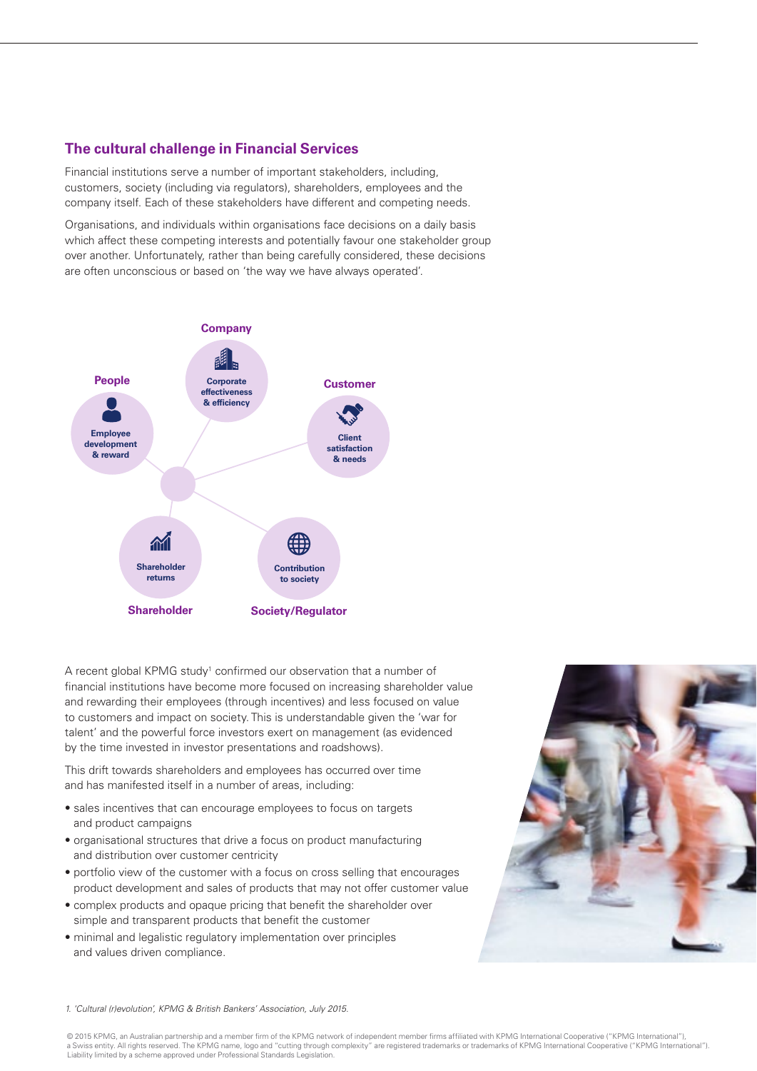## The cultural challenge in Financial Services

Financial institutions serve a number of important stakeholders, including, customers, society (including via regulators), shareholders, employees and the company itself. Each of these stakeholders have different and competing needs.

Organisations, and individuals within organisations face decisions on a daily basis which affect these competing interests and potentially favour one stakeholder group over another. Unfortunately, rather than being carefully considered, these decisions are often unconscious or based on 'the way we have always operated'.

**Company**
Corporate effectiveness & efficiency

**People**
Employee development & reward

**Customer**
Client satisfaction & needs

**Shareholder**
Shareholder returns

**Society/Regulator**
Contribution to society

A recent global KPMG study[1] confirmed our observation that a number of financial institutions have become more focused on increasing shareholder value and rewarding their employees (through incentives) and less focused on value to customers and impact on society. This is understandable given the 'war for talent' and the powerful force investors exert on management (as evidenced by the time invested in investor presentations and roadshows).

This drift towards shareholders and employees has occurred over time and has manifested itself in a number of areas, including:

- sales incentives that can encourage employees to focus on targets and product campaigns
- organisational structures that drive a focus on product manufacturing and distribution over customer centricity
- portfolio view of the customer with a focus on cross selling that encourages product development and sales of products that may not offer customer value
- complex products and opaque pricing that benefit the shareholder over simple and transparent products that benefit the customer
- minimal and legalistic regulatory implementation over principles and values driven compliance.

1. *'Cultural (r)evolution', KPMG & British Bankers' Association, July 2015.*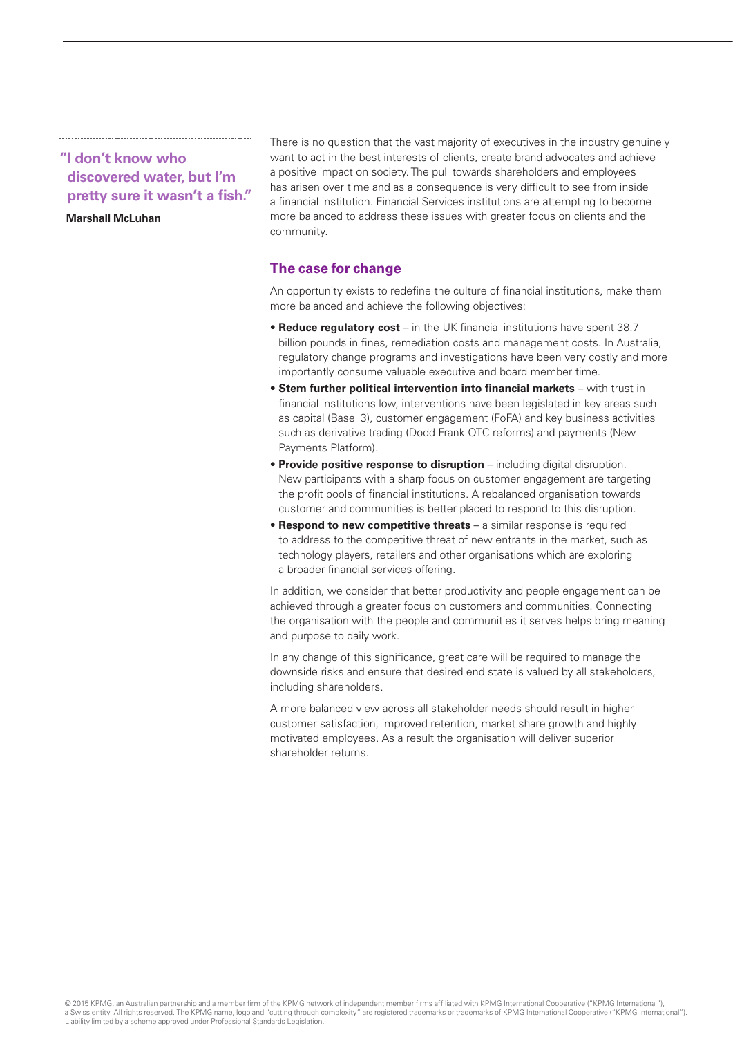> **"I don't know who discovered water, but I'm pretty sure it wasn't a fish."**
>
> **Marshall McLuhan**

There is no question that the vast majority of executives in the industry genuinely want to act in the best interests of clients, create brand advocates and achieve a positive impact on society. The pull towards shareholders and employees has arisen over time and as a consequence is very difficult to see from inside a financial institution. Financial Services institutions are attempting to become more balanced to address these issues with greater focus on clients and the community.

## The case for change

An opportunity exists to redefine the culture of financial institutions, make them more balanced and achieve the following objectives:

- **Reduce regulatory cost** – in the UK financial institutions have spent 38.7 billion pounds in fines, remediation costs and management costs. In Australia, regulatory change programs and investigations have been very costly and more importantly consume valuable executive and board member time.
- **Stem further political intervention into financial markets** – with trust in financial institutions low, interventions have been legislated in key areas such as capital (Basel 3), customer engagement (FoFA) and key business activities such as derivative trading (Dodd Frank OTC reforms) and payments (New Payments Platform).
- **Provide positive response to disruption** – including digital disruption. New participants with a sharp focus on customer engagement are targeting the profit pools of financial institutions. A rebalanced organisation towards customer and communities is better placed to respond to this disruption.
- **Respond to new competitive threats** – a similar response is required to address to the competitive threat of new entrants in the market, such as technology players, retailers and other organisations which are exploring a broader financial services offering.

In addition, we consider that better productivity and people engagement can be achieved through a greater focus on customers and communities. Connecting the organisation with the people and communities it serves helps bring meaning and purpose to daily work.

In any change of this significance, great care will be required to manage the downside risks and ensure that desired end state is valued by all stakeholders, including shareholders.

A more balanced view across all stakeholder needs should result in higher customer satisfaction, improved retention, market share growth and highly motivated employees. As a result the organisation will deliver superior shareholder returns.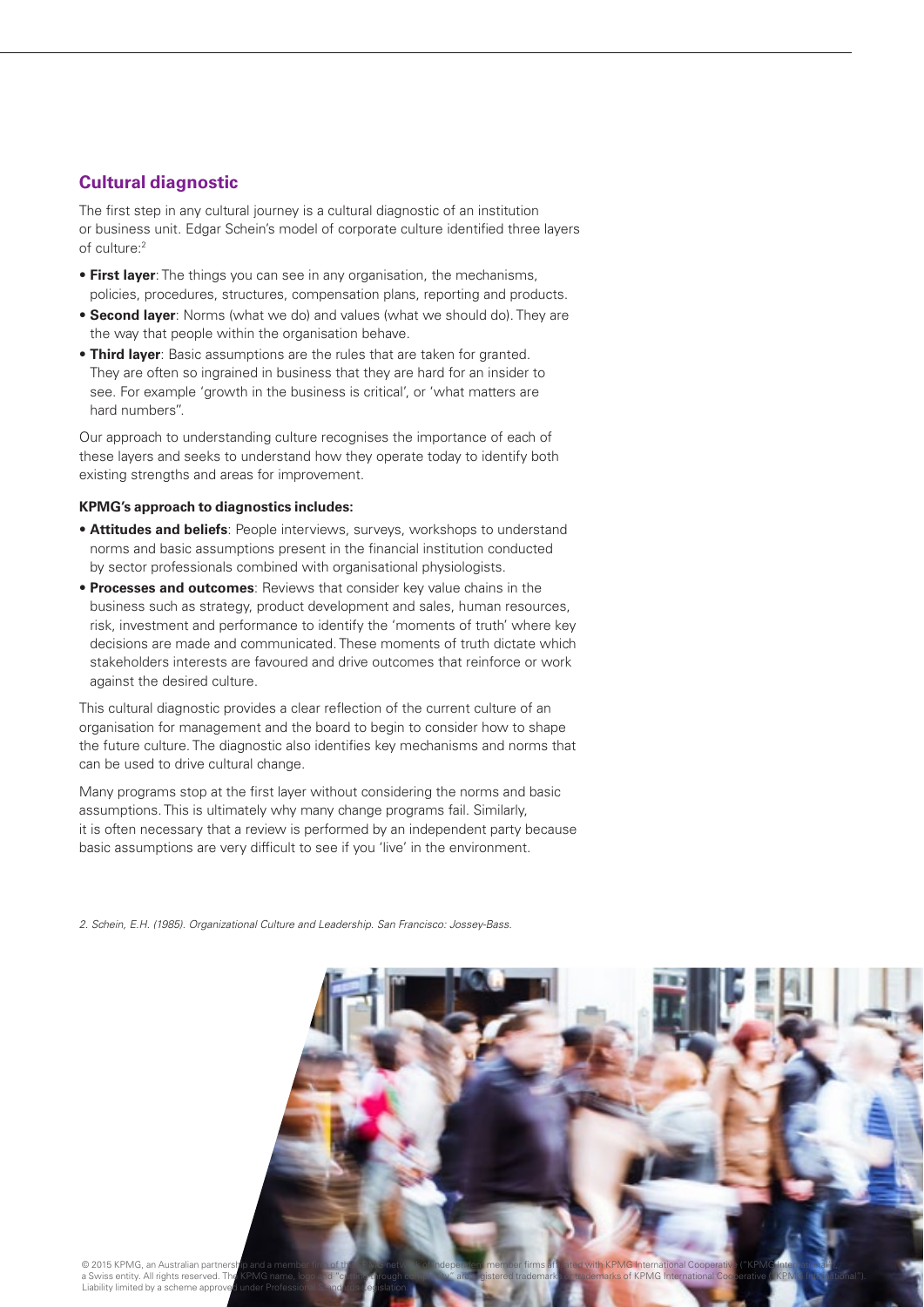## Cultural diagnostic

The first step in any cultural journey is a cultural diagnostic of an institution or business unit. Edgar Schein's model of corporate culture identified three layers of culture:[2]

- **First layer**: The things you can see in any organisation, the mechanisms, policies, procedures, structures, compensation plans, reporting and products.
- **Second layer**: Norms (what we do) and values (what we should do). They are the way that people within the organisation behave.
- **Third layer**: Basic assumptions are the rules that are taken for granted. They are often so ingrained in business that they are hard for an insider to see. For example 'growth in the business is critical', or 'what matters are hard numbers''.

Our approach to understanding culture recognises the importance of each of these layers and seeks to understand how they operate today to identify both existing strengths and areas for improvement.

**KPMG's approach to diagnostics includes:**

- **Attitudes and beliefs**: People interviews, surveys, workshops to understand norms and basic assumptions present in the financial institution conducted by sector professionals combined with organisational physiologists.
- **Processes and outcomes**: Reviews that consider key value chains in the business such as strategy, product development and sales, human resources, risk, investment and performance to identify the 'moments of truth' where key decisions are made and communicated. These moments of truth dictate which stakeholders interests are favoured and drive outcomes that reinforce or work against the desired culture.

This cultural diagnostic provides a clear reflection of the current culture of an organisation for management and the board to begin to consider how to shape the future culture. The diagnostic also identifies key mechanisms and norms that can be used to drive cultural change.

Many programs stop at the first layer without considering the norms and basic assumptions. This is ultimately why many change programs fail. Similarly, it is often necessary that a review is performed by an independent party because basic assumptions are very difficult to see if you 'live' in the environment.

*2. Schein, E.H. (1985). Organizational Culture and Leadership. San Francisco: Jossey-Bass.*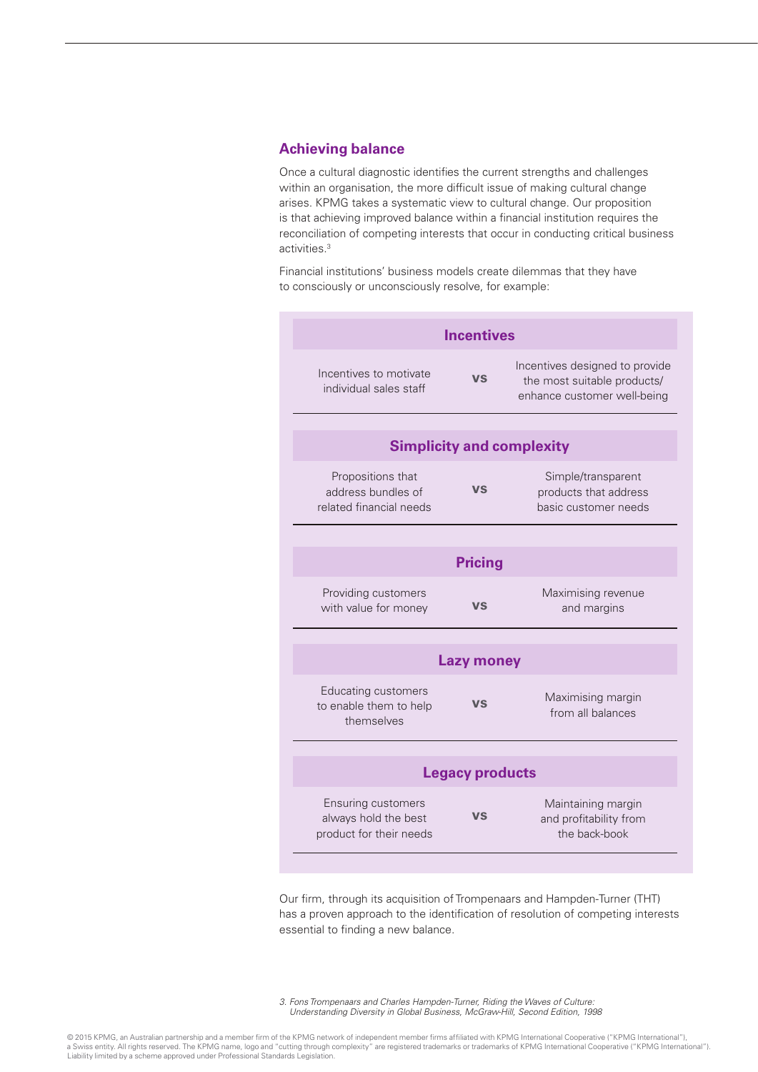## Achieving balance

Once a cultural diagnostic identifies the current strengths and challenges within an organisation, the more difficult issue of making cultural change arises. KPMG takes a systematic view to cultural change. Our proposition is that achieving improved balance within a financial institution requires the reconciliation of competing interests that occur in conducting critical business activities.[3]

Financial institutions' business models create dilemmas that they have to consciously or unconsciously resolve, for example:

| Incentives | | |
|---|---|---|
| Incentives to motivate individual sales staff | **vs** | Incentives designed to provide the most suitable products/ enhance customer well-being |

| Simplicity and complexity | | |
|---|---|---|
| Propositions that address bundles of related financial needs | **vs** | Simple/transparent products that address basic customer needs |

| Pricing | | |
|---|---|---|
| Providing customers with value for money | **vs** | Maximising revenue and margins |

| Lazy money | | |
|---|---|---|
| Educating customers to enable them to help themselves | **vs** | Maximising margin from all balances |

| Legacy products | | |
|---|---|---|
| Ensuring customers always hold the best product for their needs | **vs** | Maintaining margin and profitability from the back-book |

Our firm, through its acquisition of Trompenaars and Hampden-Turner (THT) has a proven approach to the identification of resolution of competing interests essential to finding a new balance.

3. *Fons Trompenaars and Charles Hampden-Turner, Riding the Waves of Culture: Understanding Diversity in Global Business, McGraw-Hill, Second Edition, 1998*

© 2015 KPMG, an Australian partnership and a member firm of the KPMG network of independent member firms affiliated with KPMG International Cooperative ("KPMG International"), a Swiss entity. All rights reserved. The KPMG name, logo and "cutting through complexity" are registered trademarks or trademarks of KPMG International Cooperative ("KPMG International"). Liability limited by a scheme approved under Professional Standards Legislation.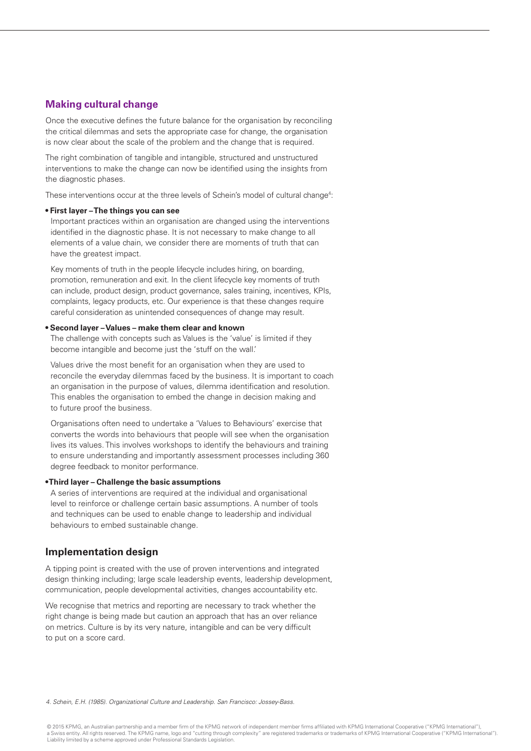## Making cultural change

Once the executive defines the future balance for the organisation by reconciling the critical dilemmas and sets the appropriate case for change, the organisation is now clear about the scale of the problem and the change that is required.

The right combination of tangible and intangible, structured and unstructured interventions to make the change can now be identified using the insights from the diagnostic phases.

These interventions occur at the three levels of Schein's model of cultural change[4]:

- **First layer – The things you can see**

  Important practices within an organisation are changed using the interventions identified in the diagnostic phase. It is not necessary to make change to all elements of a value chain, we consider there are moments of truth that can have the greatest impact.

  Key moments of truth in the people lifecycle includes hiring, on boarding, promotion, remuneration and exit. In the client lifecycle key moments of truth can include, product design, product governance, sales training, incentives, KPIs, complaints, legacy products, etc. Our experience is that these changes require careful consideration as unintended consequences of change may result.

- **Second layer – Values – make them clear and known**

  The challenge with concepts such as Values is the 'value' is limited if they become intangible and become just the 'stuff on the wall.'

  Values drive the most benefit for an organisation when they are used to reconcile the everyday dilemmas faced by the business. It is important to coach an organisation in the purpose of values, dilemma identification and resolution. This enables the organisation to embed the change in decision making and to future proof the business.

  Organisations often need to undertake a 'Values to Behaviours' exercise that converts the words into behaviours that people will see when the organisation lives its values. This involves workshops to identify the behaviours and training to ensure understanding and importantly assessment processes including 360 degree feedback to monitor performance.

- **Third layer – Challenge the basic assumptions**

  A series of interventions are required at the individual and organisational level to reinforce or challenge certain basic assumptions. A number of tools and techniques can be used to enable change to leadership and individual behaviours to embed sustainable change.

## Implementation design

A tipping point is created with the use of proven interventions and integrated design thinking including; large scale leadership events, leadership development, communication, people developmental activities, changes accountability etc.

We recognise that metrics and reporting are necessary to track whether the right change is being made but caution an approach that has an over reliance on metrics. Culture is by its very nature, intangible and can be very difficult to put on a score card.

*4. Schein, E.H. (1985). Organizational Culture and Leadership. San Francisco: Jossey-Bass.*

© 2015 KPMG, an Australian partnership and a member firm of the KPMG network of independent member firms affiliated with KPMG International Cooperative ("KPMG International"), a Swiss entity. All rights reserved. The KPMG name, logo and "cutting through complexity" are registered trademarks or trademarks of KPMG International Cooperative ("KPMG International"). Liability limited by a scheme approved under Professional Standards Legislation.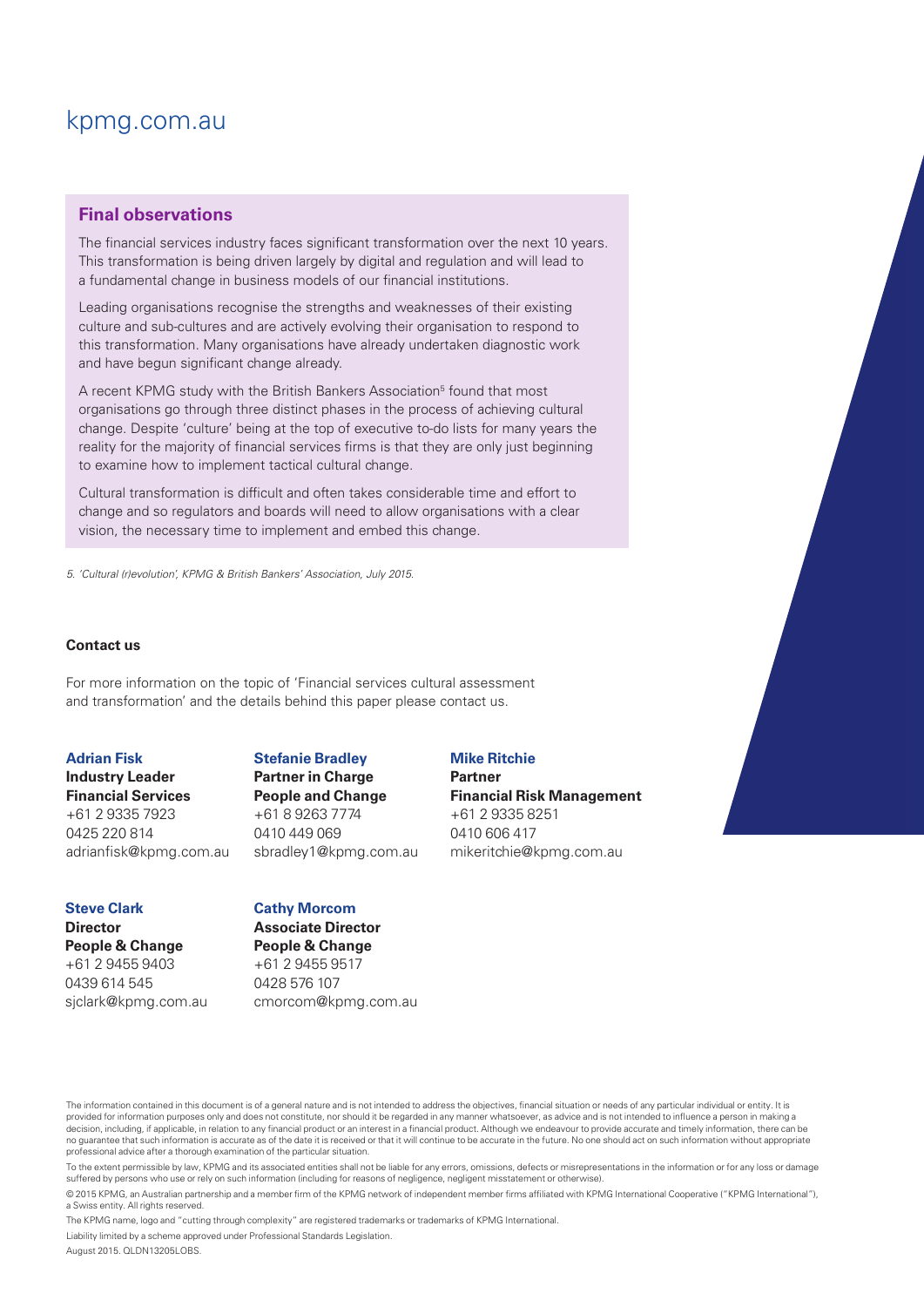kpmg.com.au

## Final observations

The financial services industry faces significant transformation over the next 10 years. This transformation is being driven largely by digital and regulation and will lead to a fundamental change in business models of our financial institutions.

Leading organisations recognise the strengths and weaknesses of their existing culture and sub-cultures and are actively evolving their organisation to respond to this transformation. Many organisations have already undertaken diagnostic work and have begun significant change already.

A recent KPMG study with the British Bankers Association[5] found that most organisations go through three distinct phases in the process of achieving cultural change. Despite 'culture' being at the top of executive to-do lists for many years the reality for the majority of financial services firms is that they are only just beginning to examine how to implement tactical cultural change.

Cultural transformation is difficult and often takes considerable time and effort to change and so regulators and boards will need to allow organisations with a clear vision, the necessary time to implement and embed this change.

*5. 'Cultural (r)evolution', KPMG & British Bankers' Association, July 2015.*

**Contact us**

For more information on the topic of 'Financial services cultural assessment and transformation' and the details behind this paper please contact us.

**Adrian Fisk**
**Industry Leader**
**Financial Services**
+61 2 9335 7923
0425 220 814
adrianfisk@kpmg.com.au

**Stefanie Bradley**
**Partner in Charge**
**People and Change**
+61 8 9263 7774
0410 449 069
sbradley1@kpmg.com.au

**Mike Ritchie**
**Partner**
**Financial Risk Management**
+61 2 9335 8251
0410 606 417
mikeritchie@kpmg.com.au

**Steve Clark**
**Director**
**People & Change**
+61 2 9455 9403
0439 614 545
sjclark@kpmg.com.au

**Cathy Morcom**
**Associate Director**
**People & Change**
+61 2 9455 9517
0428 576 107
cmorcom@kpmg.com.au

The information contained in this document is of a general nature and is not intended to address the objectives, financial situation or needs of any particular individual or entity. It is provided for information purposes only and does not constitute, nor should it be regarded in any manner whatsoever, as advice and is not intended to influence a person in making a decision, including, if applicable, in relation to any financial product or an interest in a financial product. Although we endeavour to provide accurate and timely information, there can be no guarantee that such information is accurate as of the date it is received or that it will continue to be accurate in the future. No one should act on such information without appropriate professional advice after a thorough examination of the particular situation.

To the extent permissible by law, KPMG and its associated entities shall not be liable for any errors, omissions, defects or misrepresentations in the information or for any loss or damage suffered by persons who use or rely on such information (including for reasons of negligence, negligent misstatement or otherwise).

© 2015 KPMG, an Australian partnership and a member firm of the KPMG network of independent member firms affiliated with KPMG International Cooperative ("KPMG International"), a Swiss entity. All rights reserved.

The KPMG name, logo and "cutting through complexity" are registered trademarks or trademarks of KPMG International.

Liability limited by a scheme approved under Professional Standards Legislation.

August 2015. QLDN13205LOBS.